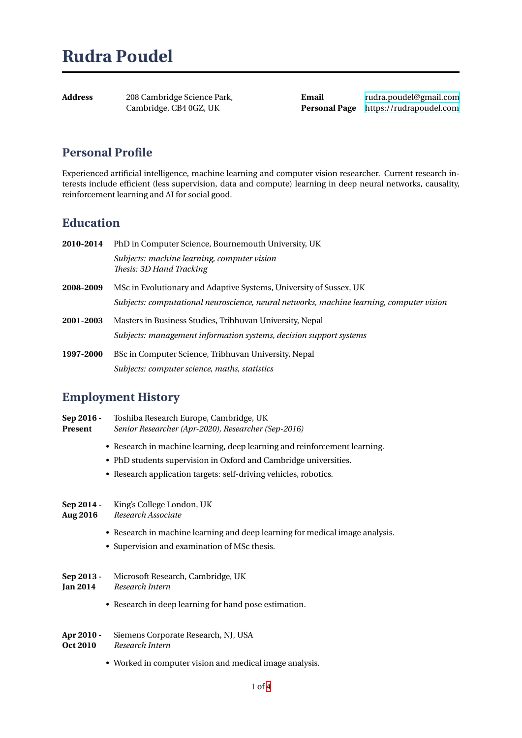# Rudra Poudel

| | | | |
|---|---|---|---|
| **Address** | 208 Cambridge Science Park, Cambridge, CB4 0GZ, UK | **Email** | rudra.poudel@gmail.com |
| | | **Personal Page** | https://rudrapoudel.com |

## Personal Profile

Experienced artificial intelligence, machine learning and computer vision researcher. Current research interests include efficient (less supervision, data and compute) learning in deep neural networks, causality, reinforcement learning and AI for social good.

## Education

**2010-2014** PhD in Computer Science, Bournemouth University, UK

*Subjects: machine learning, computer vision*
*Thesis: 3D Hand Tracking*

**2008-2009** MSc in Evolutionary and Adaptive Systems, University of Sussex, UK

*Subjects: computational neuroscience, neural networks, machine learning, computer vision*

**2001-2003** Masters in Business Studies, Tribhuvan University, Nepal

*Subjects: management information systems, decision support systems*

**1997-2000** BSc in Computer Science, Tribhuvan University, Nepal

*Subjects: computer science, maths, statistics*

## Employment History

**Sep 2016 - Present** Toshiba Research Europe, Cambridge, UK
*Senior Researcher (Apr-2020), Researcher (Sep-2016)*

- Research in machine learning, deep learning and reinforcement learning.
- PhD students supervision in Oxford and Cambridge universities.
- Research application targets: self-driving vehicles, robotics.

**Sep 2014 - Aug 2016** King's College London, UK
*Research Associate*

- Research in machine learning and deep learning for medical image analysis.
- Supervision and examination of MSc thesis.

**Sep 2013 - Jan 2014** Microsoft Research, Cambridge, UK
*Research Intern*

- Research in deep learning for hand pose estimation.

**Apr 2010 - Oct 2010** Siemens Corporate Research, NJ, USA
*Research Intern*

- Worked in computer vision and medical image analysis.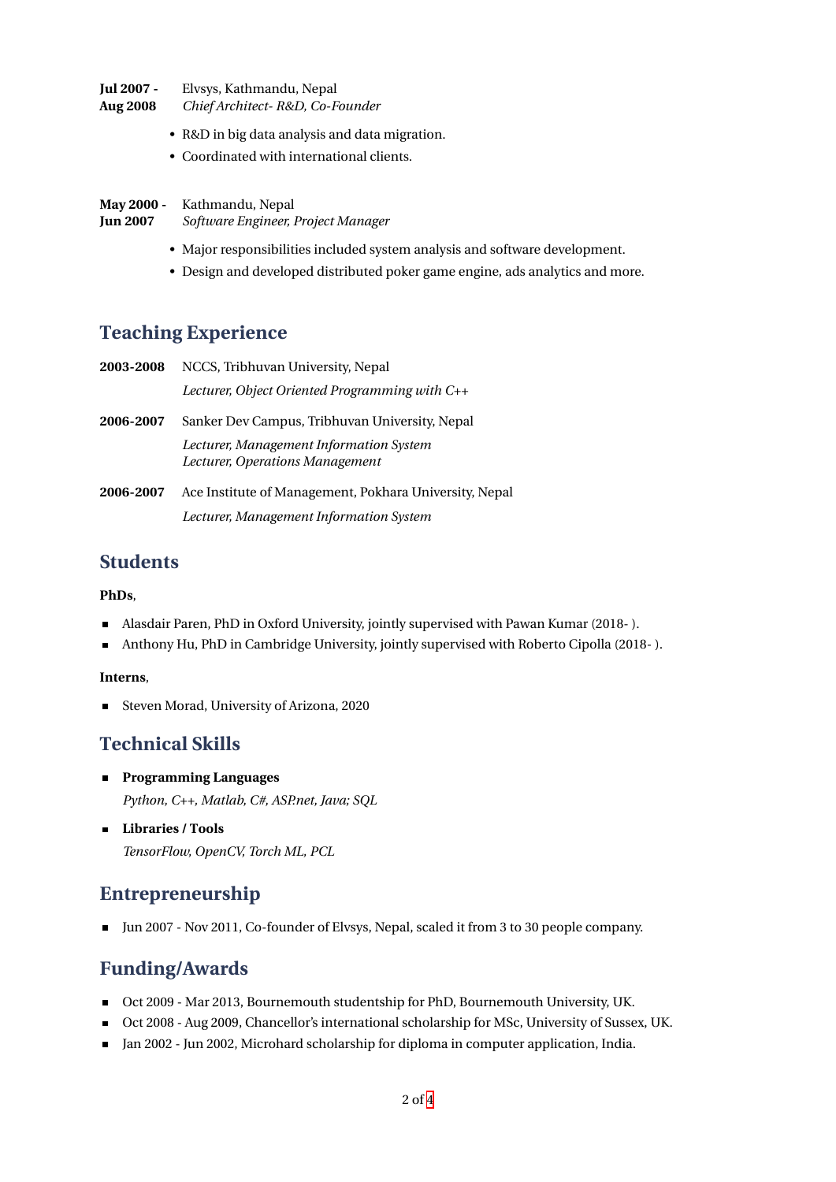**Jul 2007 - Aug 2008** Elvsys, Kathmandu, Nepal
*Chief Architect- R&D, Co-Founder*

- R&D in big data analysis and data migration.
- Coordinated with international clients.

**May 2000 - Jun 2007** Kathmandu, Nepal
*Software Engineer, Project Manager*

- Major responsibilities included system analysis and software development.
- Design and developed distributed poker game engine, ads analytics and more.

## Teaching Experience

**2003-2008** NCCS, Tribhuvan University, Nepal
*Lecturer, Object Oriented Programming with C++*

**2006-2007** Sanker Dev Campus, Tribhuvan University, Nepal
*Lecturer, Management Information System*
*Lecturer, Operations Management*

**2006-2007** Ace Institute of Management, Pokhara University, Nepal
*Lecturer, Management Information System*

## Students

**PhDs**,

- Alasdair Paren, PhD in Oxford University, jointly supervised with Pawan Kumar (2018- ).
- Anthony Hu, PhD in Cambridge University, jointly supervised with Roberto Cipolla (2018- ).

**Interns**,

- Steven Morad, University of Arizona, 2020

## Technical Skills

- **Programming Languages**
  *Python, C++, Matlab, C#, ASP.net, Java; SQL*
- **Libraries / Tools**
  *TensorFlow, OpenCV, Torch ML, PCL*

## Entrepreneurship

- Jun 2007 - Nov 2011, Co-founder of Elvsys, Nepal, scaled it from 3 to 30 people company.

## Funding/Awards

- Oct 2009 - Mar 2013, Bournemouth studentship for PhD, Bournemouth University, UK.
- Oct 2008 - Aug 2009, Chancellor's international scholarship for MSc, University of Sussex, UK.
- Jan 2002 - Jun 2002, Microhard scholarship for diploma in computer application, India.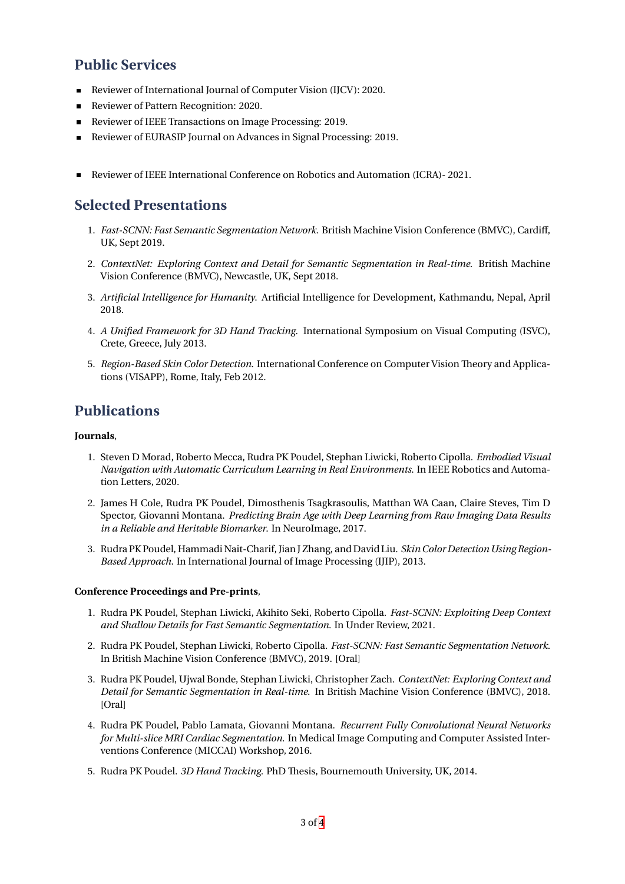## Public Services

- Reviewer of International Journal of Computer Vision (IJCV): 2020.
- Reviewer of Pattern Recognition: 2020.
- Reviewer of IEEE Transactions on Image Processing: 2019.
- Reviewer of EURASIP Journal on Advances in Signal Processing: 2019.

- Reviewer of IEEE International Conference on Robotics and Automation (ICRA)- 2021.

## Selected Presentations

1. *Fast-SCNN: Fast Semantic Segmentation Network*. British Machine Vision Conference (BMVC), Cardiff, UK, Sept 2019.
2. *ContextNet: Exploring Context and Detail for Semantic Segmentation in Real-time*. British Machine Vision Conference (BMVC), Newcastle, UK, Sept 2018.
3. *Artificial Intelligence for Humanity*. Artificial Intelligence for Development, Kathmandu, Nepal, April 2018.
4. *A Unified Framework for 3D Hand Tracking*. International Symposium on Visual Computing (ISVC), Crete, Greece, July 2013.
5. *Region-Based Skin Color Detection*. International Conference on Computer Vision Theory and Applications (VISAPP), Rome, Italy, Feb 2012.

## Publications

**Journals**,

1. Steven D Morad, Roberto Mecca, Rudra PK Poudel, Stephan Liwicki, Roberto Cipolla. *Embodied Visual Navigation with Automatic Curriculum Learning in Real Environments*. In IEEE Robotics and Automation Letters, 2020.
2. James H Cole, Rudra PK Poudel, Dimosthenis Tsagkrasoulis, Matthan WA Caan, Claire Steves, Tim D Spector, Giovanni Montana. *Predicting Brain Age with Deep Learning from Raw Imaging Data Results in a Reliable and Heritable Biomarker*. In NeuroImage, 2017.
3. Rudra PK Poudel, Hammadi Nait-Charif, Jian J Zhang, and David Liu. *Skin Color Detection Using Region-Based Approach*. In International Journal of Image Processing (IJIP), 2013.

**Conference Proceedings and Pre-prints**,

1. Rudra PK Poudel, Stephan Liwicki, Akihito Seki, Roberto Cipolla. *Fast-SCNN: Exploiting Deep Context and Shallow Details for Fast Semantic Segmentation*. In Under Review, 2021.
2. Rudra PK Poudel, Stephan Liwicki, Roberto Cipolla. *Fast-SCNN: Fast Semantic Segmentation Network*. In British Machine Vision Conference (BMVC), 2019. [Oral]
3. Rudra PK Poudel, Ujwal Bonde, Stephan Liwicki, Christopher Zach. *ContextNet: Exploring Context and Detail for Semantic Segmentation in Real-time*. In British Machine Vision Conference (BMVC), 2018. [Oral]
4. Rudra PK Poudel, Pablo Lamata, Giovanni Montana. *Recurrent Fully Convolutional Neural Networks for Multi-slice MRI Cardiac Segmentation*. In Medical Image Computing and Computer Assisted Interventions Conference (MICCAI) Workshop, 2016.
5. Rudra PK Poudel. *3D Hand Tracking*. PhD Thesis, Bournemouth University, UK, 2014.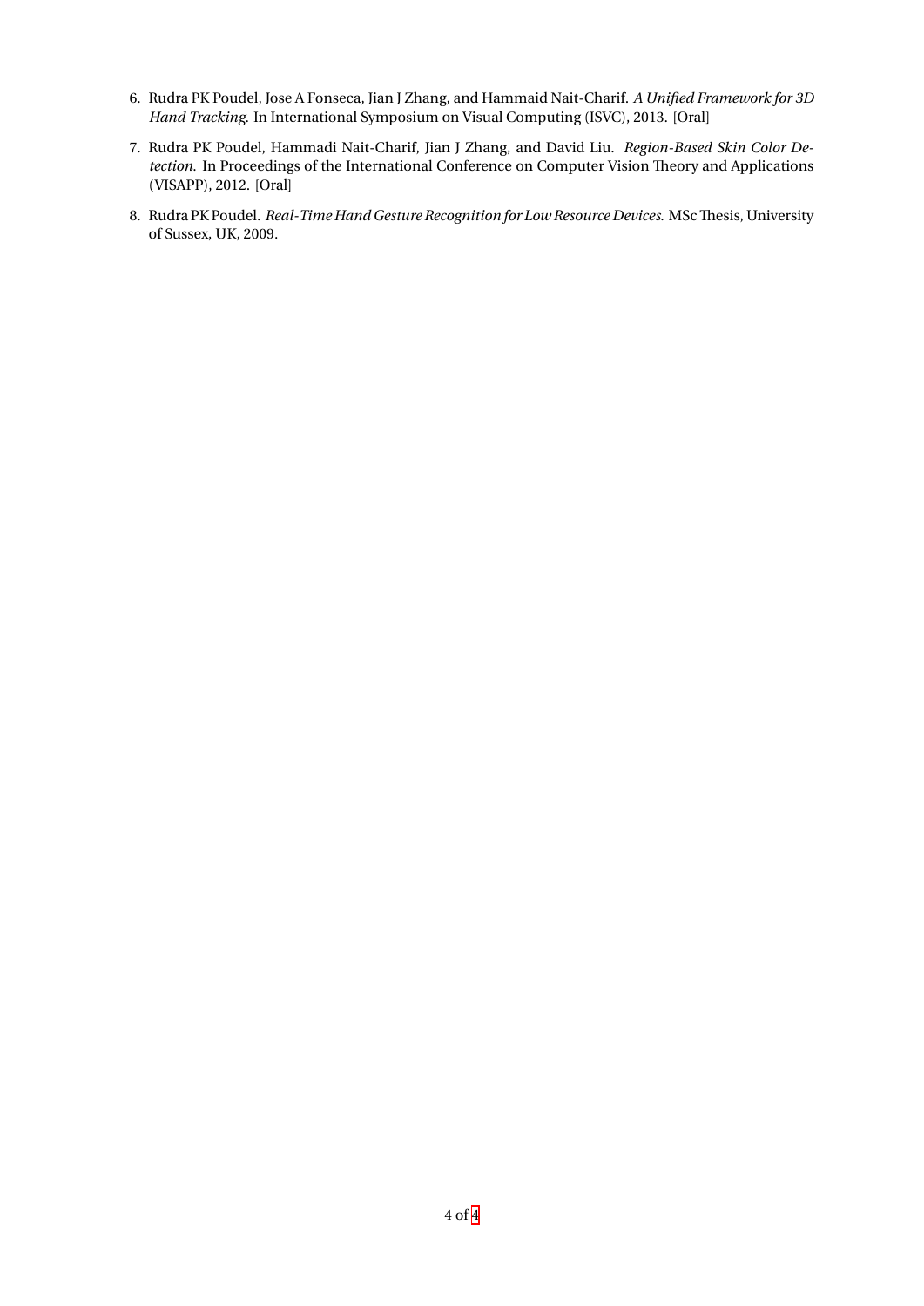6. Rudra PK Poudel, Jose A Fonseca, Jian J Zhang, and Hammaid Nait-Charif. *A Unified Framework for 3D Hand Tracking*. In International Symposium on Visual Computing (ISVC), 2013. [Oral]

7. Rudra PK Poudel, Hammadi Nait-Charif, Jian J Zhang, and David Liu. *Region-Based Skin Color Detection*. In Proceedings of the International Conference on Computer Vision Theory and Applications (VISAPP), 2012. [Oral]

8. Rudra PK Poudel. *Real-Time Hand Gesture Recognition for Low Resource Devices*. MSc Thesis, University of Sussex, UK, 2009.